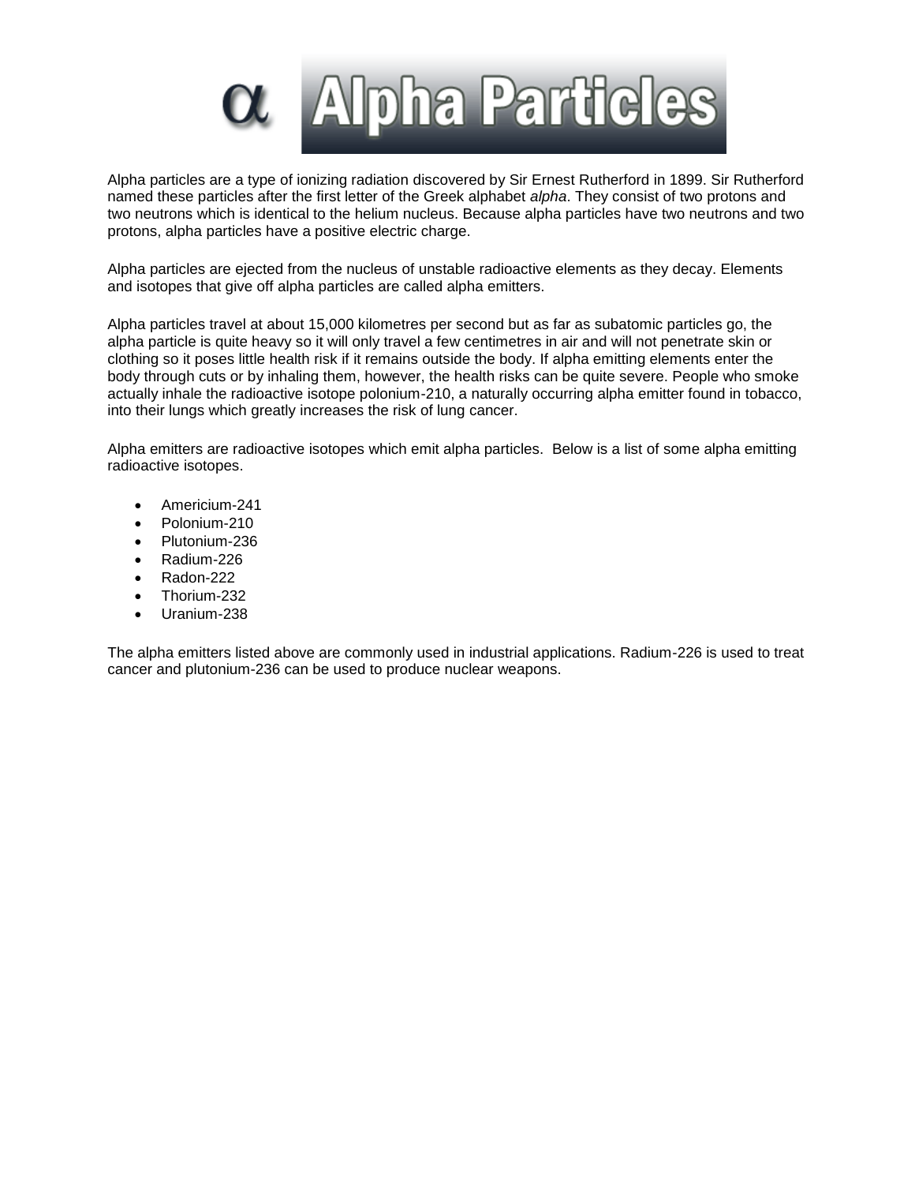# α Alpha Particles

Alpha particles are a type of ionizing radiation discovered by Sir Ernest Rutherford in 1899. Sir Rutherford named these particles after the first letter of the Greek alphabet *alpha*. They consist of two protons and two neutrons which is identical to the helium nucleus. Because alpha particles have two neutrons and two protons, alpha particles have a positive electric charge.

Alpha particles are ejected from the nucleus of unstable radioactive elements as they decay. Elements and isotopes that give off alpha particles are called alpha emitters.

Alpha particles travel at about 15,000 kilometres per second but as far as subatomic particles go, the alpha particle is quite heavy so it will only travel a few centimetres in air and will not penetrate skin or clothing so it poses little health risk if it remains outside the body. If alpha emitting elements enter the body through cuts or by inhaling them, however, the health risks can be quite severe. People who smoke actually inhale the radioactive isotope polonium-210, a naturally occurring alpha emitter found in tobacco, into their lungs which greatly increases the risk of lung cancer.

Alpha emitters are radioactive isotopes which emit alpha particles. Below is a list of some alpha emitting radioactive isotopes.

- Americium-241
- Polonium-210
- Plutonium-236
- Radium-226
- Radon-222
- Thorium-232
- Uranium-238

The alpha emitters listed above are commonly used in industrial applications. Radium-226 is used to treat cancer and plutonium-236 can be used to produce nuclear weapons.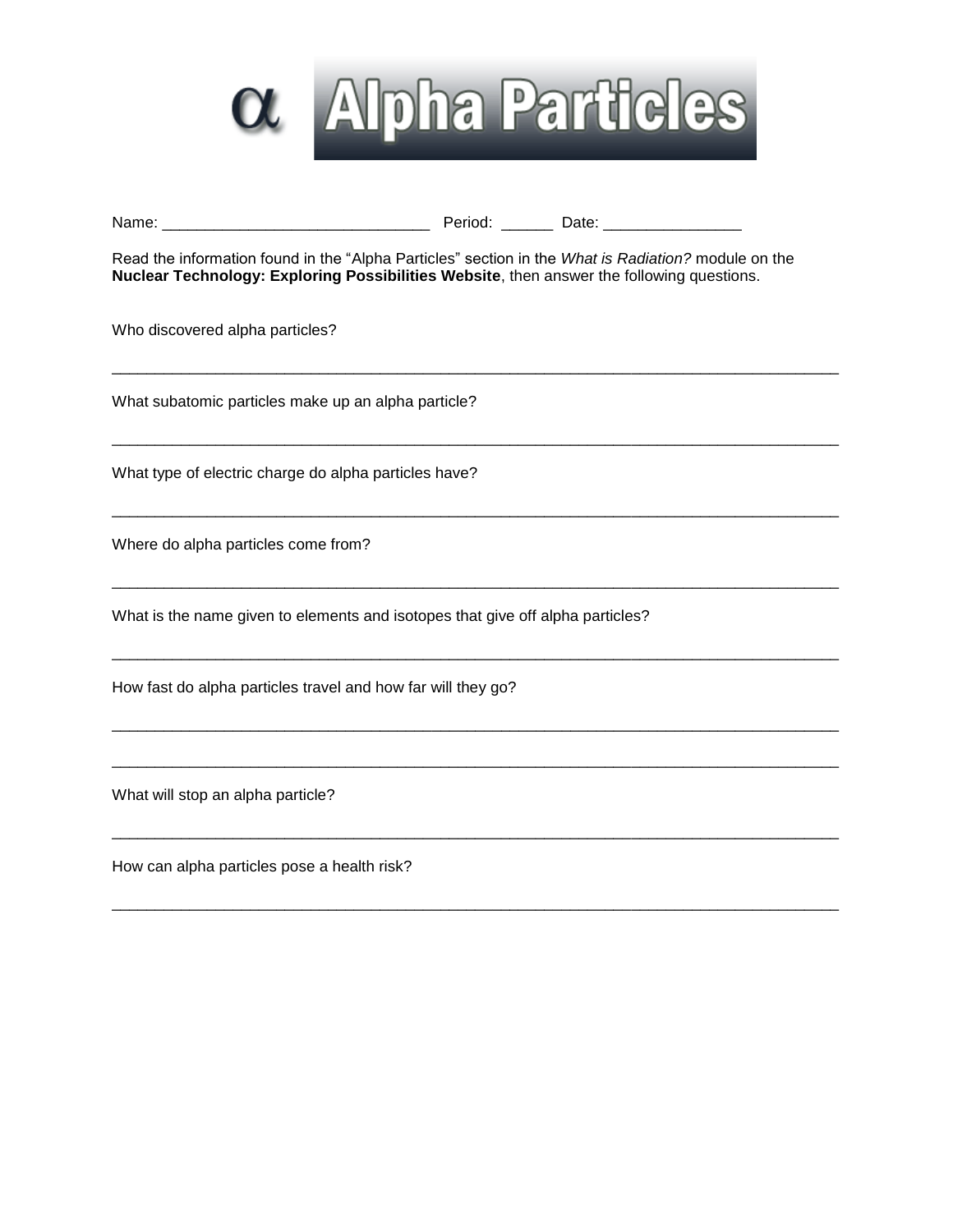# α Alpha Particles

Name: ______________________________ Period: ______ Date: _______________

Read the information found in the “Alpha Particles” section in the *What is Radiation?* module on the **Nuclear Technology: Exploring Possibilities Website**, then answer the following questions.

Who discovered alpha particles?

_______________________________________________________________________________

What subatomic particles make up an alpha particle?

_______________________________________________________________________________

What type of electric charge do alpha particles have?

_______________________________________________________________________________

Where do alpha particles come from?

_______________________________________________________________________________

What is the name given to elements and isotopes that give off alpha particles?

_______________________________________________________________________________

How fast do alpha particles travel and how far will they go?

_______________________________________________________________________________

_______________________________________________________________________________

What will stop an alpha particle?

_______________________________________________________________________________

How can alpha particles pose a health risk?

_______________________________________________________________________________